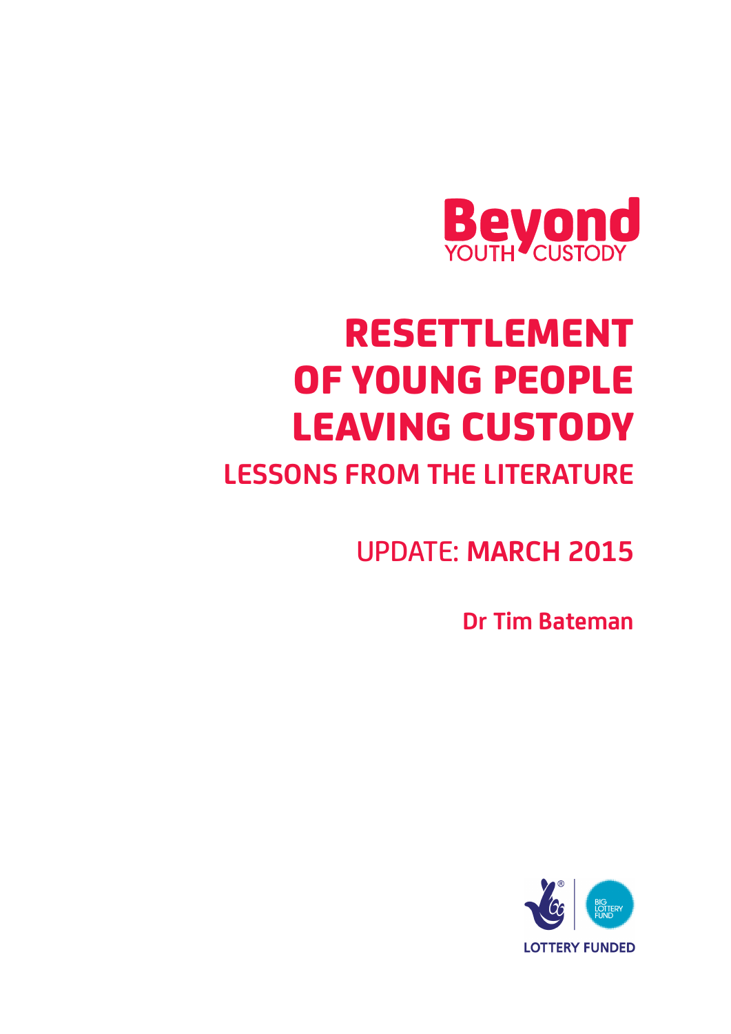Beyond
YOUTH CUSTODY

# RESETTLEMENT OF YOUNG PEOPLE LEAVING CUSTODY

## LESSONS FROM THE LITERATURE

UPDATE: **MARCH 2015**

**Dr Tim Bateman**

BIG LOTTERY FUND

LOTTERY FUNDED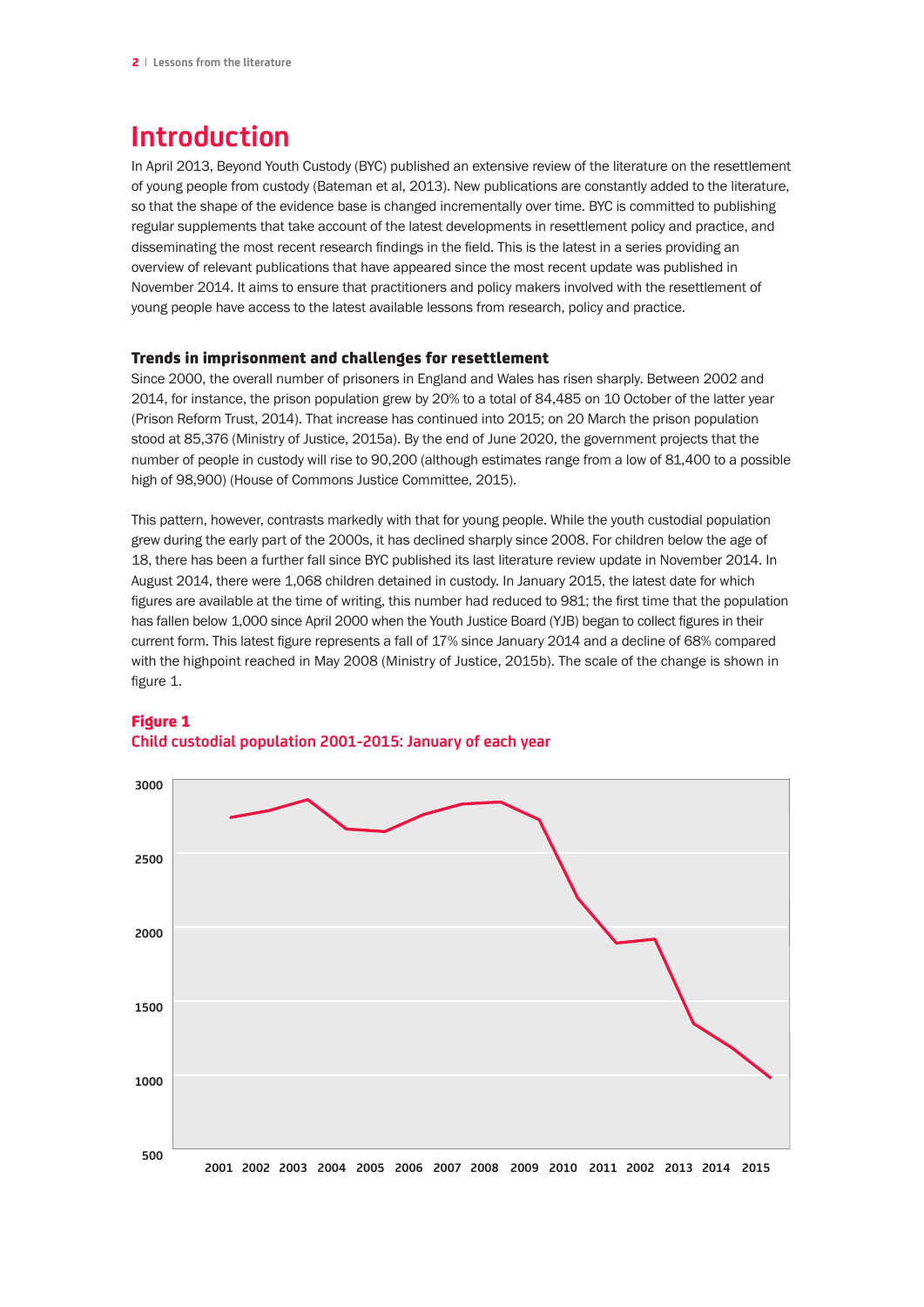# Introduction

In April 2013, Beyond Youth Custody (BYC) published an extensive review of the literature on the resettlement of young people from custody (Bateman et al, 2013). New publications are constantly added to the literature, so that the shape of the evidence base is changed incrementally over time. BYC is committed to publishing regular supplements that take account of the latest developments in resettlement policy and practice, and disseminating the most recent research findings in the field. This is the latest in a series providing an overview of relevant publications that have appeared since the most recent update was published in November 2014. It aims to ensure that practitioners and policy makers involved with the resettlement of young people have access to the latest available lessons from research, policy and practice.

### Trends in imprisonment and challenges for resettlement

Since 2000, the overall number of prisoners in England and Wales has risen sharply. Between 2002 and 2014, for instance, the prison population grew by 20% to a total of 84,485 on 10 October of the latter year (Prison Reform Trust, 2014). That increase has continued into 2015; on 20 March the prison population stood at 85,376 (Ministry of Justice, 2015a). By the end of June 2020, the government projects that the number of people in custody will rise to 90,200 (although estimates range from a low of 81,400 to a possible high of 98,900) (House of Commons Justice Committee, 2015).

This pattern, however, contrasts markedly with that for young people. While the youth custodial population grew during the early part of the 2000s, it has declined sharply since 2008. For children below the age of 18, there has been a further fall since BYC published its last literature review update in November 2014. In August 2014, there were 1,068 children detained in custody. In January 2015, the latest date for which figures are available at the time of writing, this number had reduced to 981; the first time that the population has fallen below 1,000 since April 2000 when the Youth Justice Board (YJB) began to collect figures in their current form. This latest figure represents a fall of 17% since January 2014 and a decline of 68% compared with the highpoint reached in May 2008 (Ministry of Justice, 2015b). The scale of the change is shown in figure 1.

**Figure 1**
**Child custodial population 2001-2015: January of each year**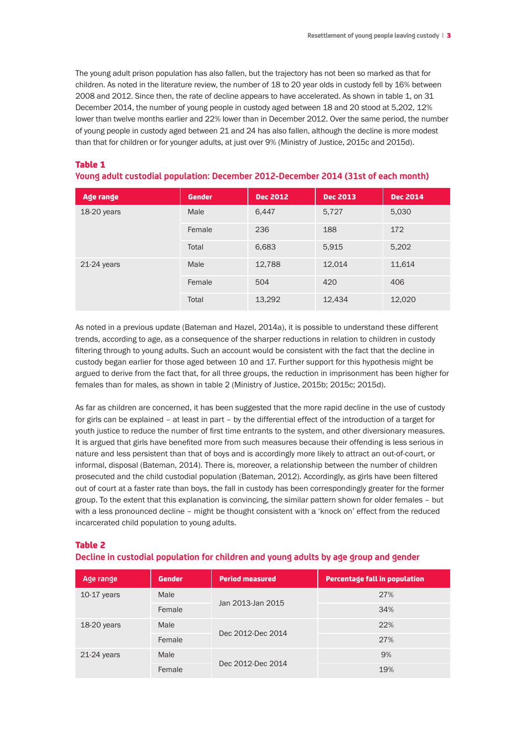The young adult prison population has also fallen, but the trajectory has not been so marked as that for children. As noted in the literature review, the number of 18 to 20 year olds in custody fell by 16% between 2008 and 2012. Since then, the rate of decline appears to have accelerated. As shown in table 1, on 31 December 2014, the number of young people in custody aged between 18 and 20 stood at 5,202, 12% lower than twelve months earlier and 22% lower than in December 2012. Over the same period, the number of young people in custody aged between 21 and 24 has also fallen, although the decline is more modest than that for children or for younger adults, at just over 9% (Ministry of Justice, 2015c and 2015d).

**Table 1**
**Young adult custodial population: December 2012-December 2014 (31st of each month)**

| Age range | Gender | Dec 2012 | Dec 2013 | Dec 2014 |
|---|---|---|---|---|
| 18-20 years | Male | 6,447 | 5,727 | 5,030 |
| | Female | 236 | 188 | 172 |
| | Total | 6,683 | 5,915 | 5,202 |
| 21-24 years | Male | 12,788 | 12,014 | 11,614 |
| | Female | 504 | 420 | 406 |
| | Total | 13,292 | 12,434 | 12,020 |

As noted in a previous update (Bateman and Hazel, 2014a), it is possible to understand these different trends, according to age, as a consequence of the sharper reductions in relation to children in custody filtering through to young adults. Such an account would be consistent with the fact that the decline in custody began earlier for those aged between 10 and 17. Further support for this hypothesis might be argued to derive from the fact that, for all three groups, the reduction in imprisonment has been higher for females than for males, as shown in table 2 (Ministry of Justice, 2015b; 2015c; 2015d).

As far as children are concerned, it has been suggested that the more rapid decline in the use of custody for girls can be explained – at least in part – by the differential effect of the introduction of a target for youth justice to reduce the number of first time entrants to the system, and other diversionary measures. It is argued that girls have benefited more from such measures because their offending is less serious in nature and less persistent than that of boys and is accordingly more likely to attract an out-of-court, or informal, disposal (Bateman, 2014). There is, moreover, a relationship between the number of children prosecuted and the child custodial population (Bateman, 2012). Accordingly, as girls have been filtered out of court at a faster rate than boys, the fall in custody has been correspondingly greater for the former group. To the extent that this explanation is convincing, the similar pattern shown for older females – but with a less pronounced decline – might be thought consistent with a 'knock on' effect from the reduced incarcerated child population to young adults.

**Table 2**
**Decline in custodial population for children and young adults by age group and gender**

| Age range | Gender | Period measured | Percentage fall in population |
|---|---|---|---|
| 10-17 years | Male | Jan 2013-Jan 2015 | 27% |
| | Female | | 34% |
| 18-20 years | Male | Dec 2012-Dec 2014 | 22% |
| | Female | | 27% |
| 21-24 years | Male | Dec 2012-Dec 2014 | 9% |
| | Female | | 19% |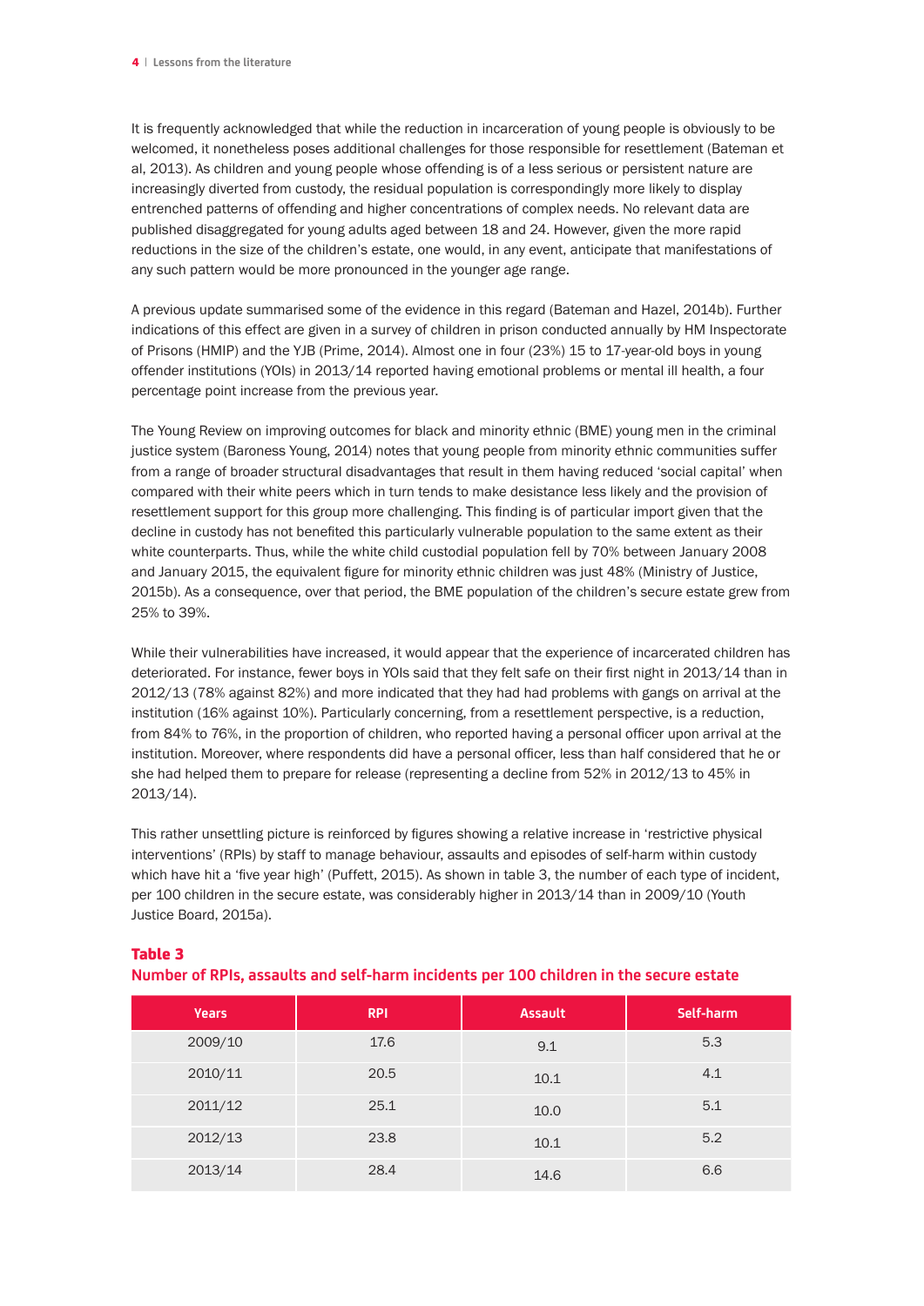It is frequently acknowledged that while the reduction in incarceration of young people is obviously to be welcomed, it nonetheless poses additional challenges for those responsible for resettlement (Bateman et al, 2013). As children and young people whose offending is of a less serious or persistent nature are increasingly diverted from custody, the residual population is correspondingly more likely to display entrenched patterns of offending and higher concentrations of complex needs. No relevant data are published disaggregated for young adults aged between 18 and 24. However, given the more rapid reductions in the size of the children's estate, one would, in any event, anticipate that manifestations of any such pattern would be more pronounced in the younger age range.

A previous update summarised some of the evidence in this regard (Bateman and Hazel, 2014b). Further indications of this effect are given in a survey of children in prison conducted annually by HM Inspectorate of Prisons (HMIP) and the YJB (Prime, 2014). Almost one in four (23%) 15 to 17-year-old boys in young offender institutions (YOIs) in 2013/14 reported having emotional problems or mental ill health, a four percentage point increase from the previous year.

The Young Review on improving outcomes for black and minority ethnic (BME) young men in the criminal justice system (Baroness Young, 2014) notes that young people from minority ethnic communities suffer from a range of broader structural disadvantages that result in them having reduced 'social capital' when compared with their white peers which in turn tends to make desistance less likely and the provision of resettlement support for this group more challenging. This finding is of particular import given that the decline in custody has not benefited this particularly vulnerable population to the same extent as their white counterparts. Thus, while the white child custodial population fell by 70% between January 2008 and January 2015, the equivalent figure for minority ethnic children was just 48% (Ministry of Justice, 2015b). As a consequence, over that period, the BME population of the children's secure estate grew from 25% to 39%.

While their vulnerabilities have increased, it would appear that the experience of incarcerated children has deteriorated. For instance, fewer boys in YOIs said that they felt safe on their first night in 2013/14 than in 2012/13 (78% against 82%) and more indicated that they had had problems with gangs on arrival at the institution (16% against 10%). Particularly concerning, from a resettlement perspective, is a reduction, from 84% to 76%, in the proportion of children, who reported having a personal officer upon arrival at the institution. Moreover, where respondents did have a personal officer, less than half considered that he or she had helped them to prepare for release (representing a decline from 52% in 2012/13 to 45% in 2013/14).

This rather unsettling picture is reinforced by figures showing a relative increase in 'restrictive physical interventions' (RPIs) by staff to manage behaviour, assaults and episodes of self-harm within custody which have hit a 'five year high' (Puffett, 2015). As shown in table 3, the number of each type of incident, per 100 children in the secure estate, was considerably higher in 2013/14 than in 2009/10 (Youth Justice Board, 2015a).

**Table 3**
**Number of RPIs, assaults and self-harm incidents per 100 children in the secure estate**

| Years | RPI | Assault | Self-harm |
|---|---|---|---|
| 2009/10 | 17.6 | 9.1 | 5.3 |
| 2010/11 | 20.5 | 10.1 | 4.1 |
| 2011/12 | 25.1 | 10.0 | 5.1 |
| 2012/13 | 23.8 | 10.1 | 5.2 |
| 2013/14 | 28.4 | 14.6 | 6.6 |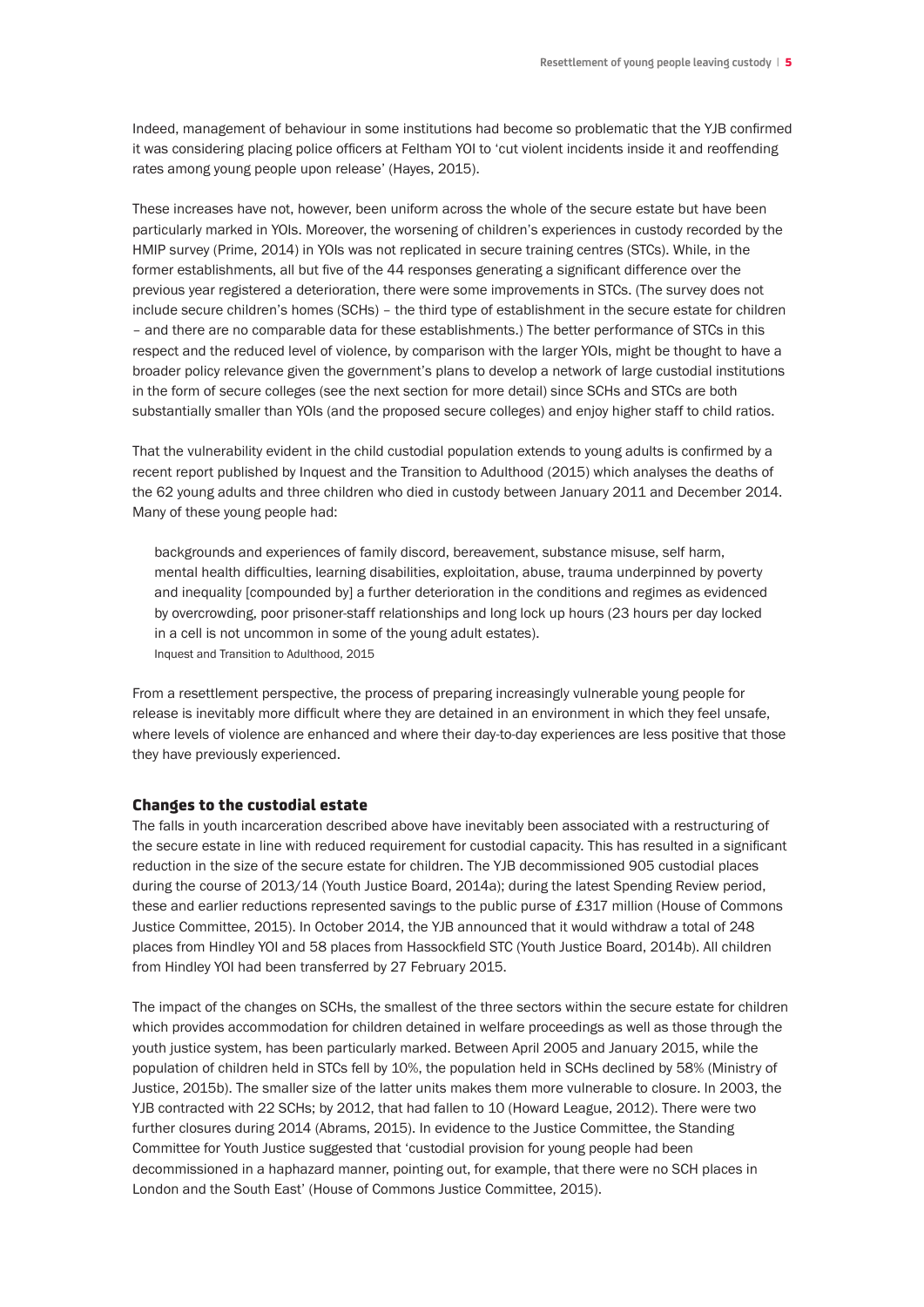Indeed, management of behaviour in some institutions had become so problematic that the YJB confirmed it was considering placing police officers at Feltham YOI to 'cut violent incidents inside it and reoffending rates among young people upon release' (Hayes, 2015).

These increases have not, however, been uniform across the whole of the secure estate but have been particularly marked in YOIs. Moreover, the worsening of children's experiences in custody recorded by the HMIP survey (Prime, 2014) in YOIs was not replicated in secure training centres (STCs). While, in the former establishments, all but five of the 44 responses generating a significant difference over the previous year registered a deterioration, there were some improvements in STCs. (The survey does not include secure children's homes (SCHs) – the third type of establishment in the secure estate for children – and there are no comparable data for these establishments.) The better performance of STCs in this respect and the reduced level of violence, by comparison with the larger YOIs, might be thought to have a broader policy relevance given the government's plans to develop a network of large custodial institutions in the form of secure colleges (see the next section for more detail) since SCHs and STCs are both substantially smaller than YOIs (and the proposed secure colleges) and enjoy higher staff to child ratios.

That the vulnerability evident in the child custodial population extends to young adults is confirmed by a recent report published by Inquest and the Transition to Adulthood (2015) which analyses the deaths of the 62 young adults and three children who died in custody between January 2011 and December 2014. Many of these young people had:

> backgrounds and experiences of family discord, bereavement, substance misuse, self harm, mental health difficulties, learning disabilities, exploitation, abuse, trauma underpinned by poverty and inequality [compounded by] a further deterioration in the conditions and regimes as evidenced by overcrowding, poor prisoner-staff relationships and long lock up hours (23 hours per day locked in a cell is not uncommon in some of the young adult estates).
>
> Inquest and Transition to Adulthood, 2015

From a resettlement perspective, the process of preparing increasingly vulnerable young people for release is inevitably more difficult where they are detained in an environment in which they feel unsafe, where levels of violence are enhanced and where their day-to-day experiences are less positive that those they have previously experienced.

## Changes to the custodial estate

The falls in youth incarceration described above have inevitably been associated with a restructuring of the secure estate in line with reduced requirement for custodial capacity. This has resulted in a significant reduction in the size of the secure estate for children. The YJB decommissioned 905 custodial places during the course of 2013/14 (Youth Justice Board, 2014a); during the latest Spending Review period, these and earlier reductions represented savings to the public purse of £317 million (House of Commons Justice Committee, 2015). In October 2014, the YJB announced that it would withdraw a total of 248 places from Hindley YOI and 58 places from Hassockfield STC (Youth Justice Board, 2014b). All children from Hindley YOI had been transferred by 27 February 2015.

The impact of the changes on SCHs, the smallest of the three sectors within the secure estate for children which provides accommodation for children detained in welfare proceedings as well as those through the youth justice system, has been particularly marked. Between April 2005 and January 2015, while the population of children held in STCs fell by 10%, the population held in SCHs declined by 58% (Ministry of Justice, 2015b). The smaller size of the latter units makes them more vulnerable to closure. In 2003, the YJB contracted with 22 SCHs; by 2012, that had fallen to 10 (Howard League, 2012). There were two further closures during 2014 (Abrams, 2015). In evidence to the Justice Committee, the Standing Committee for Youth Justice suggested that 'custodial provision for young people had been decommissioned in a haphazard manner, pointing out, for example, that there were no SCH places in London and the South East' (House of Commons Justice Committee, 2015).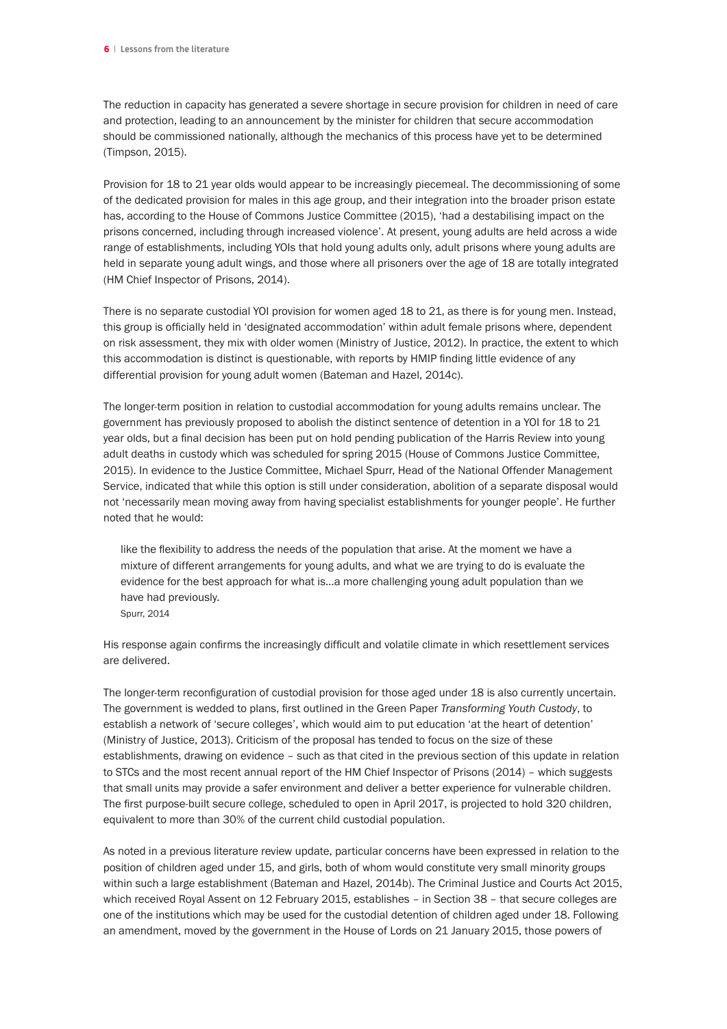The reduction in capacity has generated a severe shortage in secure provision for children in need of care and protection, leading to an announcement by the minister for children that secure accommodation should be commissioned nationally, although the mechanics of this process have yet to be determined (Timpson, 2015).

Provision for 18 to 21 year olds would appear to be increasingly piecemeal. The decommissioning of some of the dedicated provision for males in this age group, and their integration into the broader prison estate has, according to the House of Commons Justice Committee (2015), 'had a destabilising impact on the prisons concerned, including through increased violence'. At present, young adults are held across a wide range of establishments, including YOIs that hold young adults only, adult prisons where young adults are held in separate young adult wings, and those where all prisoners over the age of 18 are totally integrated (HM Chief Inspector of Prisons, 2014).

There is no separate custodial YOI provision for women aged 18 to 21, as there is for young men. Instead, this group is officially held in 'designated accommodation' within adult female prisons where, dependent on risk assessment, they mix with older women (Ministry of Justice, 2012). In practice, the extent to which this accommodation is distinct is questionable, with reports by HMIP finding little evidence of any differential provision for young adult women (Bateman and Hazel, 2014c).

The longer-term position in relation to custodial accommodation for young adults remains unclear. The government has previously proposed to abolish the distinct sentence of detention in a YOI for 18 to 21 year olds, but a final decision has been put on hold pending publication of the Harris Review into young adult deaths in custody which was scheduled for spring 2015 (House of Commons Justice Committee, 2015). In evidence to the Justice Committee, Michael Spurr, Head of the National Offender Management Service, indicated that while this option is still under consideration, abolition of a separate disposal would not 'necessarily mean moving away from having specialist establishments for younger people'. He further noted that he would:

> like the flexibility to address the needs of the population that arise. At the moment we have a mixture of different arrangements for young adults, and what we are trying to do is evaluate the evidence for the best approach for what is…a more challenging young adult population than we have had previously.
>
> Spurr, 2014

His response again confirms the increasingly difficult and volatile climate in which resettlement services are delivered.

The longer-term reconfiguration of custodial provision for those aged under 18 is also currently uncertain. The government is wedded to plans, first outlined in the Green Paper *Transforming Youth Custody*, to establish a network of 'secure colleges', which would aim to put education 'at the heart of detention' (Ministry of Justice, 2013). Criticism of the proposal has tended to focus on the size of these establishments, drawing on evidence – such as that cited in the previous section of this update in relation to STCs and the most recent annual report of the HM Chief Inspector of Prisons (2014) – which suggests that small units may provide a safer environment and deliver a better experience for vulnerable children. The first purpose-built secure college, scheduled to open in April 2017, is projected to hold 320 children, equivalent to more than 30% of the current child custodial population.

As noted in a previous literature review update, particular concerns have been expressed in relation to the position of children aged under 15, and girls, both of whom would constitute very small minority groups within such a large establishment (Bateman and Hazel, 2014b). The Criminal Justice and Courts Act 2015, which received Royal Assent on 12 February 2015, establishes – in Section 38 – that secure colleges are one of the institutions which may be used for the custodial detention of children aged under 18. Following an amendment, moved by the government in the House of Lords on 21 January 2015, those powers of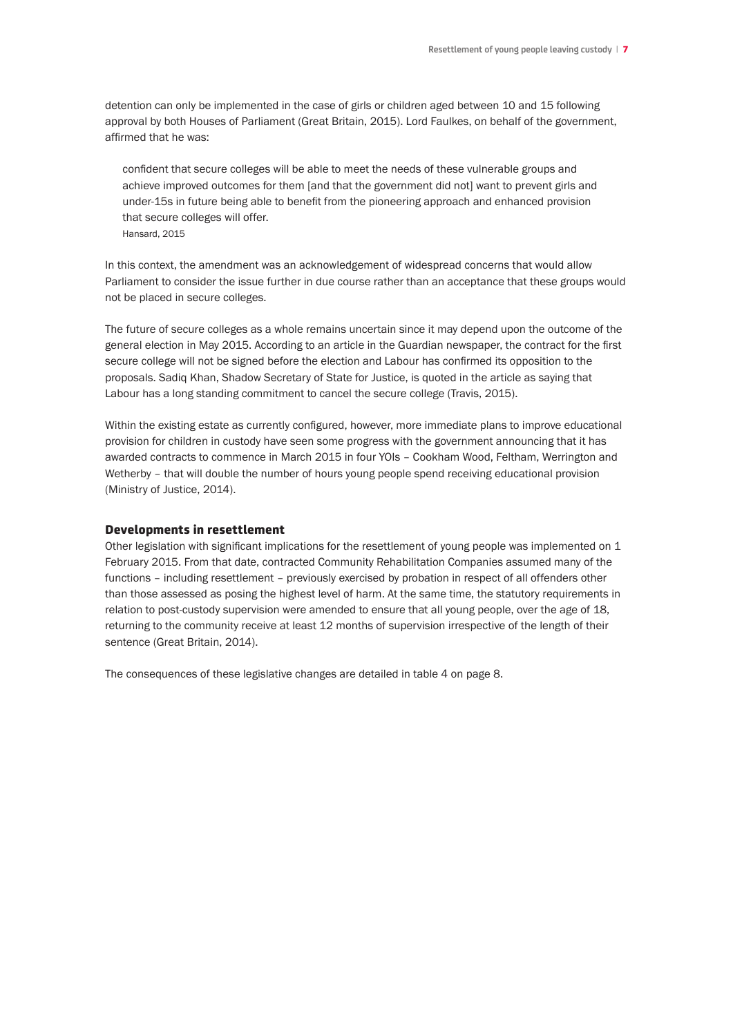detention can only be implemented in the case of girls or children aged between 10 and 15 following approval by both Houses of Parliament (Great Britain, 2015). Lord Faulkes, on behalf of the government, affirmed that he was:

> confident that secure colleges will be able to meet the needs of these vulnerable groups and achieve improved outcomes for them [and that the government did not] want to prevent girls and under-15s in future being able to benefit from the pioneering approach and enhanced provision that secure colleges will offer.
> Hansard, 2015

In this context, the amendment was an acknowledgement of widespread concerns that would allow Parliament to consider the issue further in due course rather than an acceptance that these groups would not be placed in secure colleges.

The future of secure colleges as a whole remains uncertain since it may depend upon the outcome of the general election in May 2015. According to an article in the Guardian newspaper, the contract for the first secure college will not be signed before the election and Labour has confirmed its opposition to the proposals. Sadiq Khan, Shadow Secretary of State for Justice, is quoted in the article as saying that Labour has a long standing commitment to cancel the secure college (Travis, 2015).

Within the existing estate as currently configured, however, more immediate plans to improve educational provision for children in custody have seen some progress with the government announcing that it has awarded contracts to commence in March 2015 in four YOIs – Cookham Wood, Feltham, Werrington and Wetherby – that will double the number of hours young people spend receiving educational provision (Ministry of Justice, 2014).

## Developments in resettlement

Other legislation with significant implications for the resettlement of young people was implemented on 1 February 2015. From that date, contracted Community Rehabilitation Companies assumed many of the functions – including resettlement – previously exercised by probation in respect of all offenders other than those assessed as posing the highest level of harm. At the same time, the statutory requirements in relation to post-custody supervision were amended to ensure that all young people, over the age of 18, returning to the community receive at least 12 months of supervision irrespective of the length of their sentence (Great Britain, 2014).

The consequences of these legislative changes are detailed in table 4 on page 8.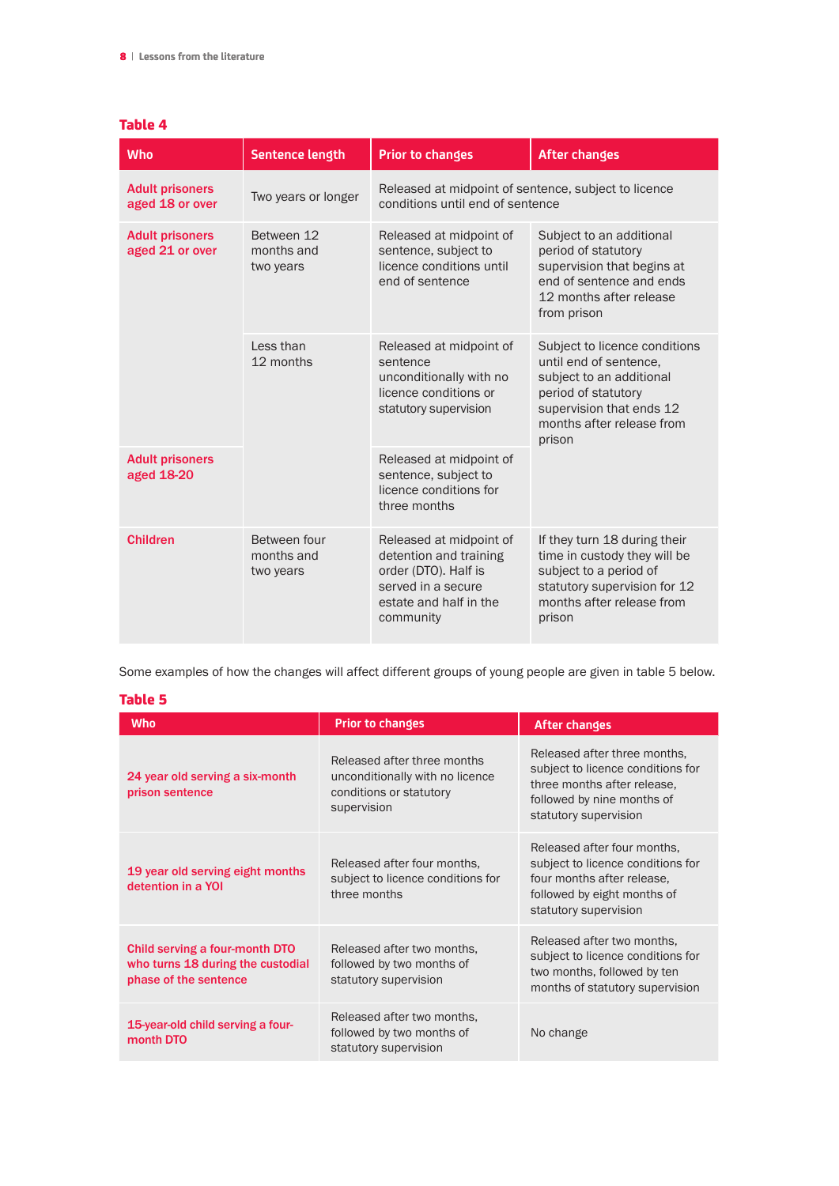**Table 4**

| Who | Sentence length | Prior to changes | After changes |
|---|---|---|---|
| Adult prisoners aged 18 or over | Two years or longer | Released at midpoint of sentence, subject to licence conditions until end of sentence | |
| Adult prisoners aged 21 or over | Between 12 months and two years | Released at midpoint of sentence, subject to licence conditions until end of sentence | Subject to an additional period of statutory supervision that begins at end of sentence and ends 12 months after release from prison |
| | Less than 12 months | Released at midpoint of sentence unconditionally with no licence conditions or statutory supervision | Subject to licence conditions until end of sentence, subject to an additional period of statutory supervision that ends 12 months after release from prison |
| Adult prisoners aged 18-20 | | Released at midpoint of sentence, subject to licence conditions for three months | |
| Children | Between four months and two years | Released at midpoint of detention and training order (DTO). Half is served in a secure estate and half in the community | If they turn 18 during their time in custody they will be subject to a period of statutory supervision for 12 months after release from prison |

Some examples of how the changes will affect different groups of young people are given in table 5 below.

**Table 5**

| Who | Prior to changes | After changes |
|---|---|---|
| 24 year old serving a six-month prison sentence | Released after three months unconditionally with no licence conditions or statutory supervision | Released after three months, subject to licence conditions for three months after release, followed by nine months of statutory supervision |
| 19 year old serving eight months detention in a YOI | Released after four months, subject to licence conditions for three months | Released after four months, subject to licence conditions for four months after release, followed by eight months of statutory supervision |
| Child serving a four-month DTO who turns 18 during the custodial phase of the sentence | Released after two months, followed by two months of statutory supervision | Released after two months, subject to licence conditions for two months, followed by ten months of statutory supervision |
| 15-year-old child serving a four-month DTO | Released after two months, followed by two months of statutory supervision | No change |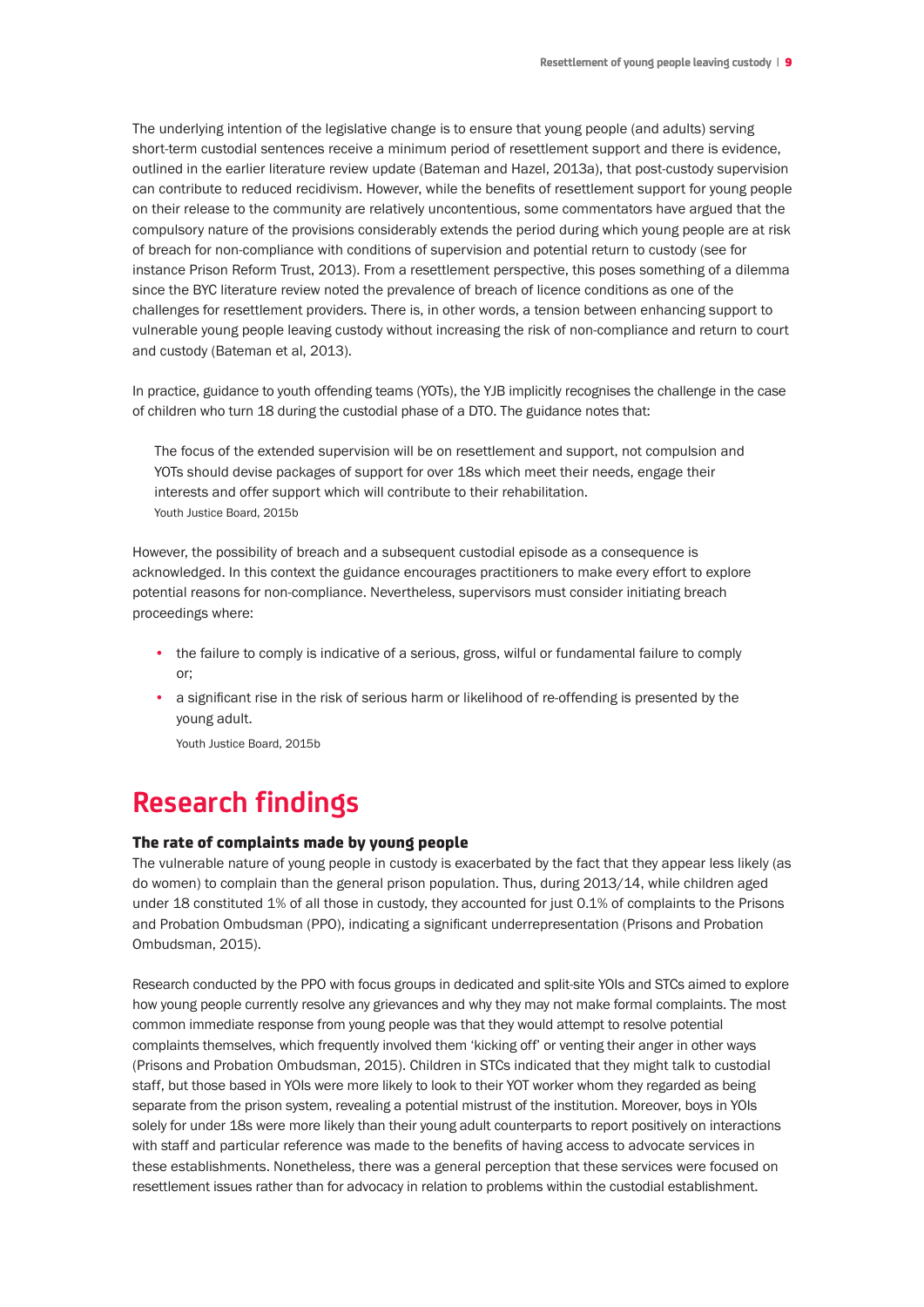The underlying intention of the legislative change is to ensure that young people (and adults) serving short-term custodial sentences receive a minimum period of resettlement support and there is evidence, outlined in the earlier literature review update (Bateman and Hazel, 2013a), that post-custody supervision can contribute to reduced recidivism. However, while the benefits of resettlement support for young people on their release to the community are relatively uncontentious, some commentators have argued that the compulsory nature of the provisions considerably extends the period during which young people are at risk of breach for non-compliance with conditions of supervision and potential return to custody (see for instance Prison Reform Trust, 2013). From a resettlement perspective, this poses something of a dilemma since the BYC literature review noted the prevalence of breach of licence conditions as one of the challenges for resettlement providers. There is, in other words, a tension between enhancing support to vulnerable young people leaving custody without increasing the risk of non-compliance and return to court and custody (Bateman et al, 2013).

In practice, guidance to youth offending teams (YOTs), the YJB implicitly recognises the challenge in the case of children who turn 18 during the custodial phase of a DTO. The guidance notes that:

> The focus of the extended supervision will be on resettlement and support, not compulsion and YOTs should devise packages of support for over 18s which meet their needs, engage their interests and offer support which will contribute to their rehabilitation.
> Youth Justice Board, 2015b

However, the possibility of breach and a subsequent custodial episode as a consequence is acknowledged. In this context the guidance encourages practitioners to make every effort to explore potential reasons for non-compliance. Nevertheless, supervisors must consider initiating breach proceedings where:

- the failure to comply is indicative of a serious, gross, wilful or fundamental failure to comply or;
- a significant rise in the risk of serious harm or likelihood of re-offending is presented by the young adult.

Youth Justice Board, 2015b

# Research findings

### The rate of complaints made by young people

The vulnerable nature of young people in custody is exacerbated by the fact that they appear less likely (as do women) to complain than the general prison population. Thus, during 2013/14, while children aged under 18 constituted 1% of all those in custody, they accounted for just 0.1% of complaints to the Prisons and Probation Ombudsman (PPO), indicating a significant underrepresentation (Prisons and Probation Ombudsman, 2015).

Research conducted by the PPO with focus groups in dedicated and split-site YOIs and STCs aimed to explore how young people currently resolve any grievances and why they may not make formal complaints. The most common immediate response from young people was that they would attempt to resolve potential complaints themselves, which frequently involved them 'kicking off' or venting their anger in other ways (Prisons and Probation Ombudsman, 2015). Children in STCs indicated that they might talk to custodial staff, but those based in YOIs were more likely to look to their YOT worker whom they regarded as being separate from the prison system, revealing a potential mistrust of the institution. Moreover, boys in YOIs solely for under 18s were more likely than their young adult counterparts to report positively on interactions with staff and particular reference was made to the benefits of having access to advocate services in these establishments. Nonetheless, there was a general perception that these services were focused on resettlement issues rather than for advocacy in relation to problems within the custodial establishment.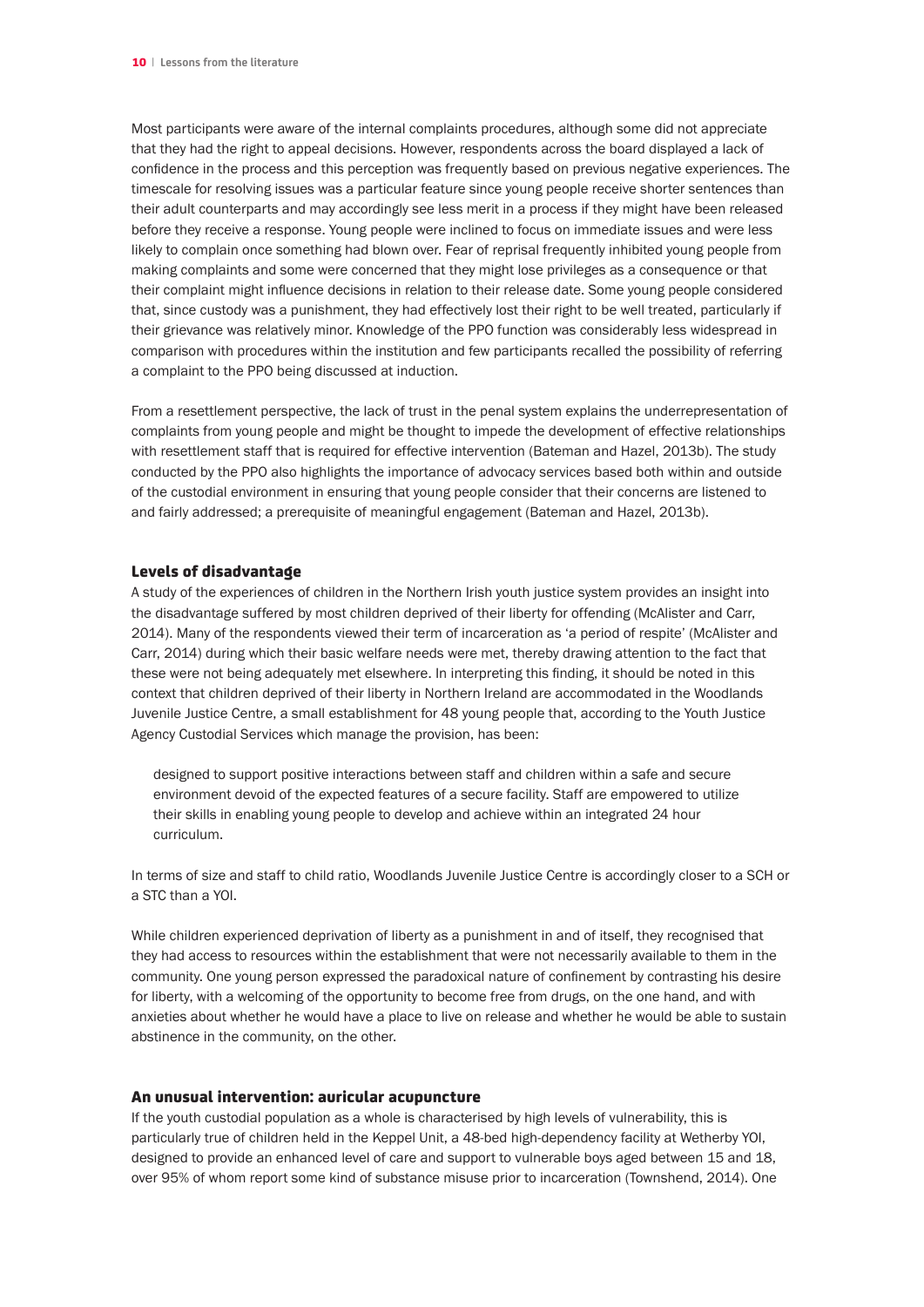Most participants were aware of the internal complaints procedures, although some did not appreciate that they had the right to appeal decisions. However, respondents across the board displayed a lack of confidence in the process and this perception was frequently based on previous negative experiences. The timescale for resolving issues was a particular feature since young people receive shorter sentences than their adult counterparts and may accordingly see less merit in a process if they might have been released before they receive a response. Young people were inclined to focus on immediate issues and were less likely to complain once something had blown over. Fear of reprisal frequently inhibited young people from making complaints and some were concerned that they might lose privileges as a consequence or that their complaint might influence decisions in relation to their release date. Some young people considered that, since custody was a punishment, they had effectively lost their right to be well treated, particularly if their grievance was relatively minor. Knowledge of the PPO function was considerably less widespread in comparison with procedures within the institution and few participants recalled the possibility of referring a complaint to the PPO being discussed at induction.

From a resettlement perspective, the lack of trust in the penal system explains the underrepresentation of complaints from young people and might be thought to impede the development of effective relationships with resettlement staff that is required for effective intervention (Bateman and Hazel, 2013b). The study conducted by the PPO also highlights the importance of advocacy services based both within and outside of the custodial environment in ensuring that young people consider that their concerns are listened to and fairly addressed; a prerequisite of meaningful engagement (Bateman and Hazel, 2013b).

## Levels of disadvantage

A study of the experiences of children in the Northern Irish youth justice system provides an insight into the disadvantage suffered by most children deprived of their liberty for offending (McAlister and Carr, 2014). Many of the respondents viewed their term of incarceration as 'a period of respite' (McAlister and Carr, 2014) during which their basic welfare needs were met, thereby drawing attention to the fact that these were not being adequately met elsewhere. In interpreting this finding, it should be noted in this context that children deprived of their liberty in Northern Ireland are accommodated in the Woodlands Juvenile Justice Centre, a small establishment for 48 young people that, according to the Youth Justice Agency Custodial Services which manage the provision, has been:

> designed to support positive interactions between staff and children within a safe and secure environment devoid of the expected features of a secure facility. Staff are empowered to utilize their skills in enabling young people to develop and achieve within an integrated 24 hour curriculum.

In terms of size and staff to child ratio, Woodlands Juvenile Justice Centre is accordingly closer to a SCH or a STC than a YOI.

While children experienced deprivation of liberty as a punishment in and of itself, they recognised that they had access to resources within the establishment that were not necessarily available to them in the community. One young person expressed the paradoxical nature of confinement by contrasting his desire for liberty, with a welcoming of the opportunity to become free from drugs, on the one hand, and with anxieties about whether he would have a place to live on release and whether he would be able to sustain abstinence in the community, on the other.

## An unusual intervention: auricular acupuncture

If the youth custodial population as a whole is characterised by high levels of vulnerability, this is particularly true of children held in the Keppel Unit, a 48-bed high-dependency facility at Wetherby YOI, designed to provide an enhanced level of care and support to vulnerable boys aged between 15 and 18, over 95% of whom report some kind of substance misuse prior to incarceration (Townshend, 2014). One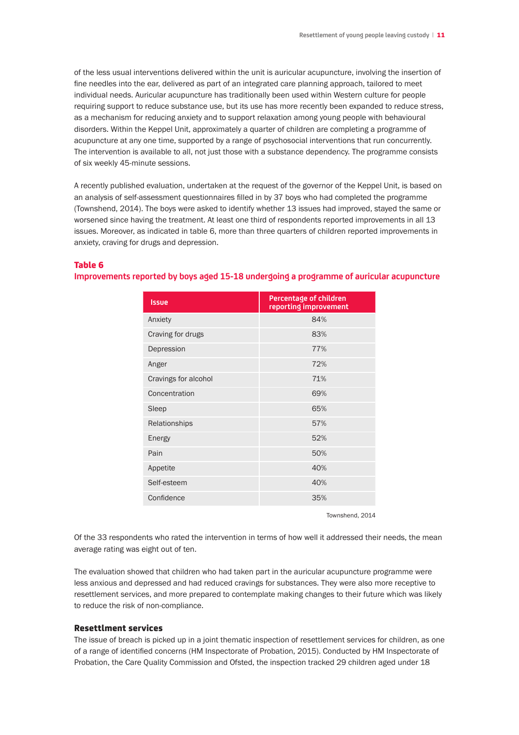of the less usual interventions delivered within the unit is auricular acupuncture, involving the insertion of fine needles into the ear, delivered as part of an integrated care planning approach, tailored to meet individual needs. Auricular acupuncture has traditionally been used within Western culture for people requiring support to reduce substance use, but its use has more recently been expanded to reduce stress, as a mechanism for reducing anxiety and to support relaxation among young people with behavioural disorders. Within the Keppel Unit, approximately a quarter of children are completing a programme of acupuncture at any one time, supported by a range of psychosocial interventions that run concurrently. The intervention is available to all, not just those with a substance dependency. The programme consists of six weekly 45-minute sessions.

A recently published evaluation, undertaken at the request of the governor of the Keppel Unit, is based on an analysis of self-assessment questionnaires filled in by 37 boys who had completed the programme (Townshend, 2014). The boys were asked to identify whether 13 issues had improved, stayed the same or worsened since having the treatment. At least one third of respondents reported improvements in all 13 issues. Moreover, as indicated in table 6, more than three quarters of children reported improvements in anxiety, craving for drugs and depression.

### Table 6
### Improvements reported by boys aged 15-18 undergoing a programme of auricular acupuncture

| Issue | Percentage of children reporting improvement |
|---|---|
| Anxiety | 84% |
| Craving for drugs | 83% |
| Depression | 77% |
| Anger | 72% |
| Cravings for alcohol | 71% |
| Concentration | 69% |
| Sleep | 65% |
| Relationships | 57% |
| Energy | 52% |
| Pain | 50% |
| Appetite | 40% |
| Self-esteem | 40% |
| Confidence | 35% |

Townshend, 2014

Of the 33 respondents who rated the intervention in terms of how well it addressed their needs, the mean average rating was eight out of ten.

The evaluation showed that children who had taken part in the auricular acupuncture programme were less anxious and depressed and had reduced cravings for substances. They were also more receptive to resettlement services, and more prepared to contemplate making changes to their future which was likely to reduce the risk of non-compliance.

## Resettlment services

The issue of breach is picked up in a joint thematic inspection of resettlement services for children, as one of a range of identified concerns (HM Inspectorate of Probation, 2015). Conducted by HM Inspectorate of Probation, the Care Quality Commission and Ofsted, the inspection tracked 29 children aged under 18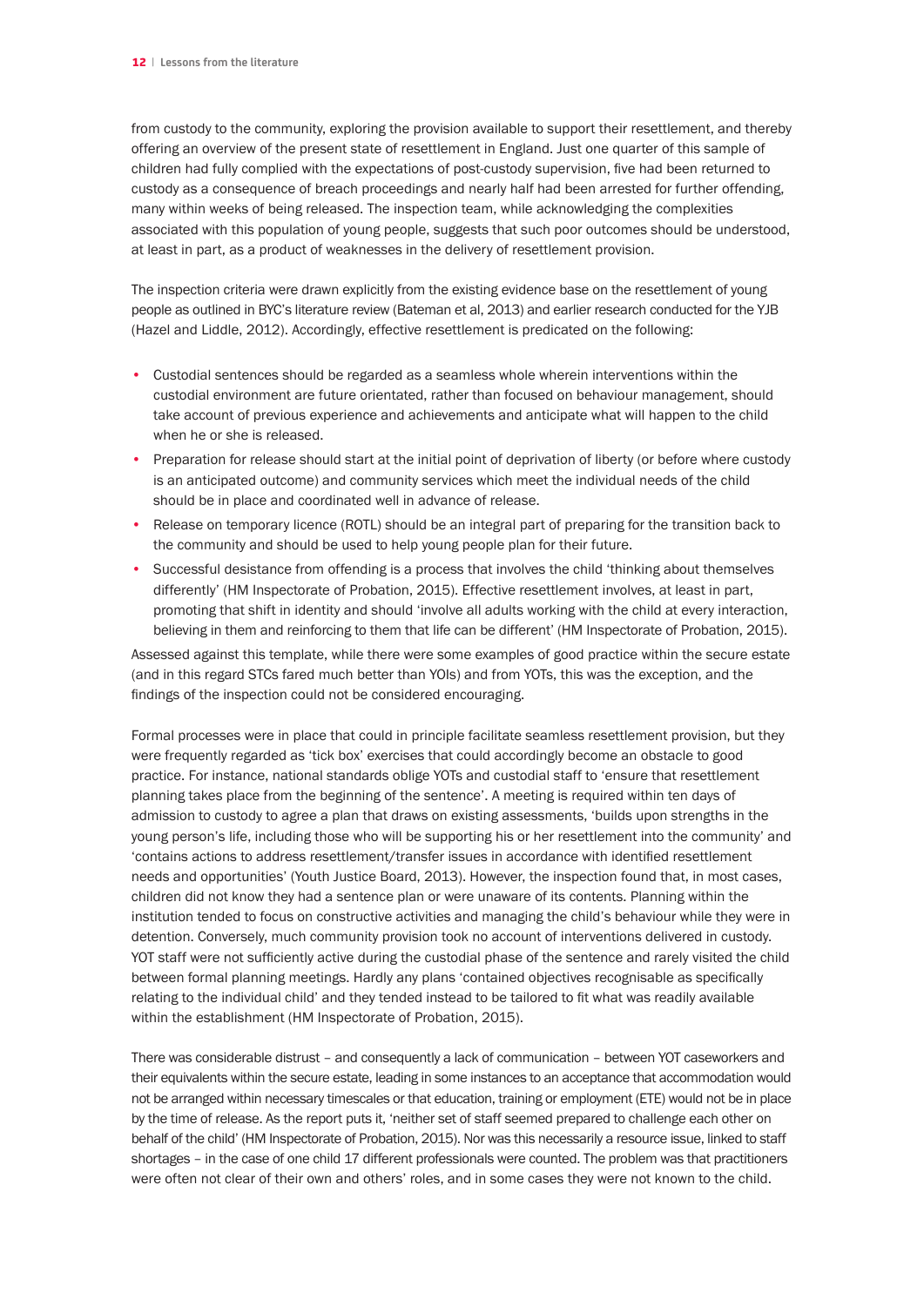from custody to the community, exploring the provision available to support their resettlement, and thereby offering an overview of the present state of resettlement in England. Just one quarter of this sample of children had fully complied with the expectations of post-custody supervision, five had been returned to custody as a consequence of breach proceedings and nearly half had been arrested for further offending, many within weeks of being released. The inspection team, while acknowledging the complexities associated with this population of young people, suggests that such poor outcomes should be understood, at least in part, as a product of weaknesses in the delivery of resettlement provision.

The inspection criteria were drawn explicitly from the existing evidence base on the resettlement of young people as outlined in BYC's literature review (Bateman et al, 2013) and earlier research conducted for the YJB (Hazel and Liddle, 2012). Accordingly, effective resettlement is predicated on the following:

- Custodial sentences should be regarded as a seamless whole wherein interventions within the custodial environment are future orientated, rather than focused on behaviour management, should take account of previous experience and achievements and anticipate what will happen to the child when he or she is released.
- Preparation for release should start at the initial point of deprivation of liberty (or before where custody is an anticipated outcome) and community services which meet the individual needs of the child should be in place and coordinated well in advance of release.
- Release on temporary licence (ROTL) should be an integral part of preparing for the transition back to the community and should be used to help young people plan for their future.
- Successful desistance from offending is a process that involves the child 'thinking about themselves differently' (HM Inspectorate of Probation, 2015). Effective resettlement involves, at least in part, promoting that shift in identity and should 'involve all adults working with the child at every interaction, believing in them and reinforcing to them that life can be different' (HM Inspectorate of Probation, 2015).

Assessed against this template, while there were some examples of good practice within the secure estate (and in this regard STCs fared much better than YOIs) and from YOTs, this was the exception, and the findings of the inspection could not be considered encouraging.

Formal processes were in place that could in principle facilitate seamless resettlement provision, but they were frequently regarded as 'tick box' exercises that could accordingly become an obstacle to good practice. For instance, national standards oblige YOTs and custodial staff to 'ensure that resettlement planning takes place from the beginning of the sentence'. A meeting is required within ten days of admission to custody to agree a plan that draws on existing assessments, 'builds upon strengths in the young person's life, including those who will be supporting his or her resettlement into the community' and 'contains actions to address resettlement/transfer issues in accordance with identified resettlement needs and opportunities' (Youth Justice Board, 2013). However, the inspection found that, in most cases, children did not know they had a sentence plan or were unaware of its contents. Planning within the institution tended to focus on constructive activities and managing the child's behaviour while they were in detention. Conversely, much community provision took no account of interventions delivered in custody. YOT staff were not sufficiently active during the custodial phase of the sentence and rarely visited the child between formal planning meetings. Hardly any plans 'contained objectives recognisable as specifically relating to the individual child' and they tended instead to be tailored to fit what was readily available within the establishment (HM Inspectorate of Probation, 2015).

There was considerable distrust – and consequently a lack of communication – between YOT caseworkers and their equivalents within the secure estate, leading in some instances to an acceptance that accommodation would not be arranged within necessary timescales or that education, training or employment (ETE) would not be in place by the time of release. As the report puts it, 'neither set of staff seemed prepared to challenge each other on behalf of the child' (HM Inspectorate of Probation, 2015). Nor was this necessarily a resource issue, linked to staff shortages – in the case of one child 17 different professionals were counted. The problem was that practitioners were often not clear of their own and others' roles, and in some cases they were not known to the child.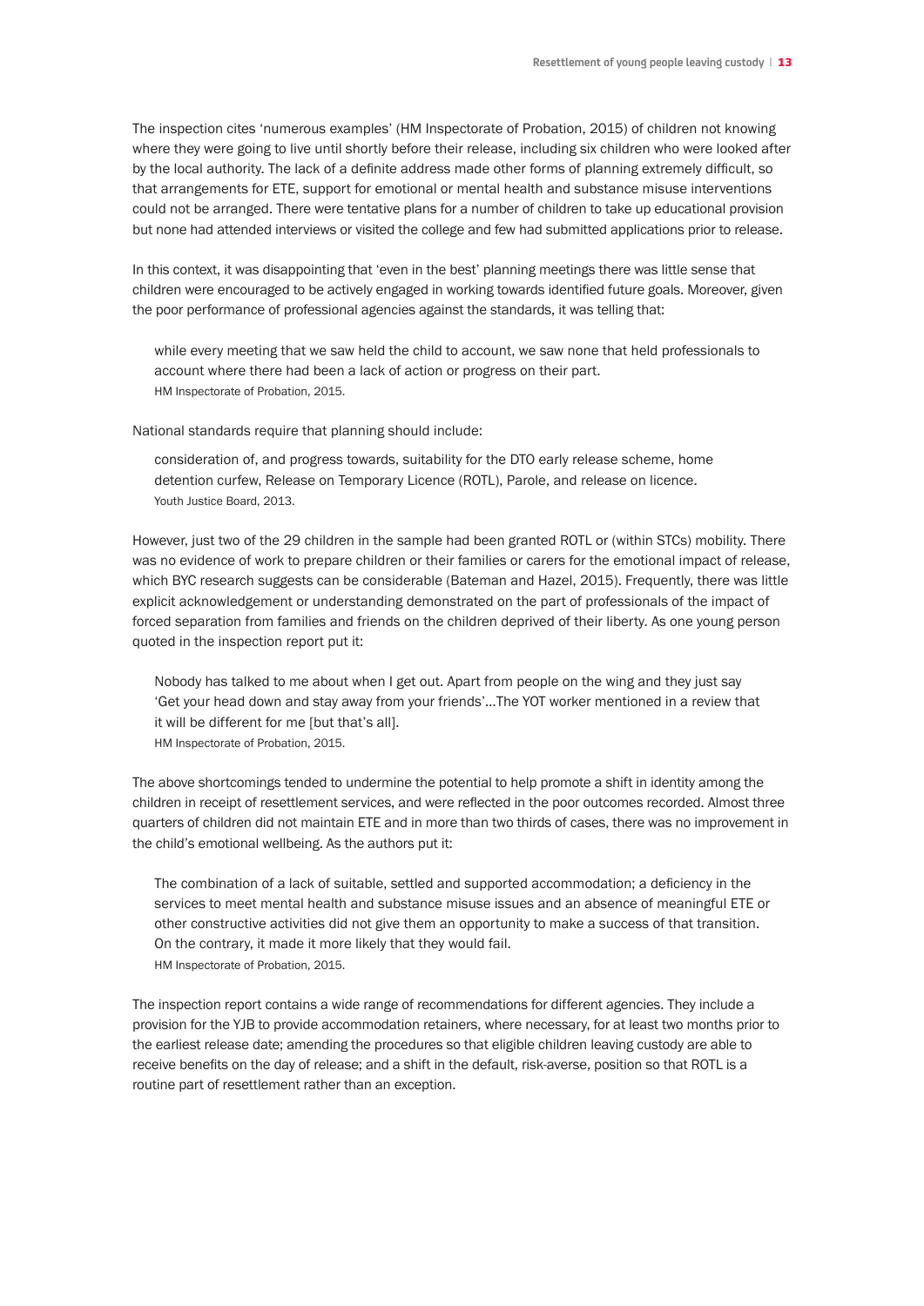The inspection cites 'numerous examples' (HM Inspectorate of Probation, 2015) of children not knowing where they were going to live until shortly before their release, including six children who were looked after by the local authority. The lack of a definite address made other forms of planning extremely difficult, so that arrangements for ETE, support for emotional or mental health and substance misuse interventions could not be arranged. There were tentative plans for a number of children to take up educational provision but none had attended interviews or visited the college and few had submitted applications prior to release.

In this context, it was disappointing that 'even in the best' planning meetings there was little sense that children were encouraged to be actively engaged in working towards identified future goals. Moreover, given the poor performance of professional agencies against the standards, it was telling that:

> while every meeting that we saw held the child to account, we saw none that held professionals to account where there had been a lack of action or progress on their part.
> HM Inspectorate of Probation, 2015.

National standards require that planning should include:

> consideration of, and progress towards, suitability for the DTO early release scheme, home detention curfew, Release on Temporary Licence (ROTL), Parole, and release on licence.
> Youth Justice Board, 2013.

However, just two of the 29 children in the sample had been granted ROTL or (within STCs) mobility. There was no evidence of work to prepare children or their families or carers for the emotional impact of release, which BYC research suggests can be considerable (Bateman and Hazel, 2015). Frequently, there was little explicit acknowledgement or understanding demonstrated on the part of professionals of the impact of forced separation from families and friends on the children deprived of their liberty. As one young person quoted in the inspection report put it:

> Nobody has talked to me about when I get out. Apart from people on the wing and they just say 'Get your head down and stay away from your friends'...The YOT worker mentioned in a review that it will be different for me [but that's all].
> HM Inspectorate of Probation, 2015.

The above shortcomings tended to undermine the potential to help promote a shift in identity among the children in receipt of resettlement services, and were reflected in the poor outcomes recorded. Almost three quarters of children did not maintain ETE and in more than two thirds of cases, there was no improvement in the child's emotional wellbeing. As the authors put it:

> The combination of a lack of suitable, settled and supported accommodation; a deficiency in the services to meet mental health and substance misuse issues and an absence of meaningful ETE or other constructive activities did not give them an opportunity to make a success of that transition. On the contrary, it made it more likely that they would fail.
> HM Inspectorate of Probation, 2015.

The inspection report contains a wide range of recommendations for different agencies. They include a provision for the YJB to provide accommodation retainers, where necessary, for at least two months prior to the earliest release date; amending the procedures so that eligible children leaving custody are able to receive benefits on the day of release; and a shift in the default, risk-averse, position so that ROTL is a routine part of resettlement rather than an exception.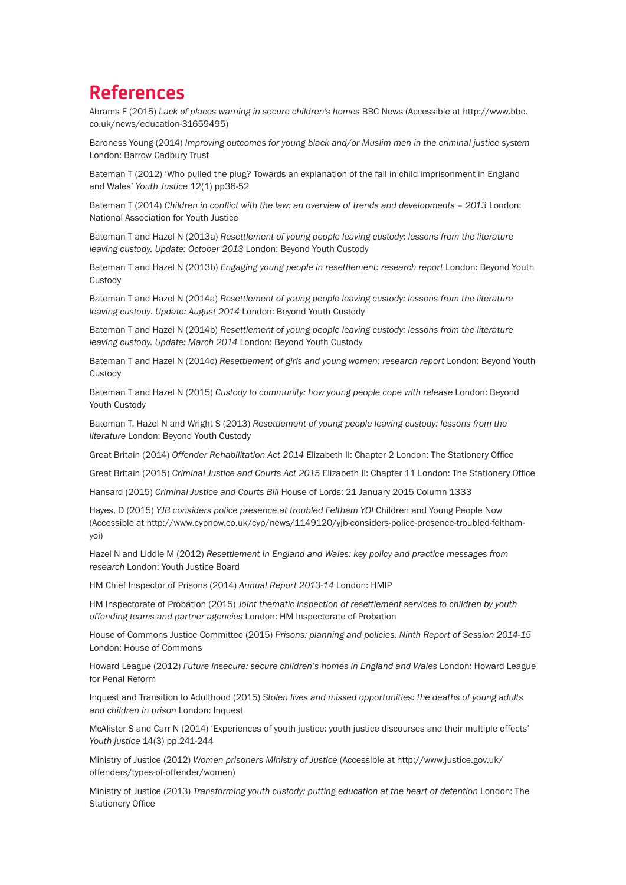# References

Abrams F (2015) *Lack of places warning in secure children's homes* BBC News (Accessible at http://www.bbc.co.uk/news/education-31659495)

Baroness Young (2014) *Improving outcomes for young black and/or Muslim men in the criminal justice system* London: Barrow Cadbury Trust

Bateman T (2012) 'Who pulled the plug? Towards an explanation of the fall in child imprisonment in England and Wales' *Youth Justice* 12(1) pp36-52

Bateman T (2014) *Children in conflict with the law: an overview of trends and developments – 2013* London: National Association for Youth Justice

Bateman T and Hazel N (2013a) *Resettlement of young people leaving custody: lessons from the literature leaving custody. Update: October 2013* London: Beyond Youth Custody

Bateman T and Hazel N (2013b) *Engaging young people in resettlement: research report* London: Beyond Youth Custody

Bateman T and Hazel N (2014a) *Resettlement of young people leaving custody: lessons from the literature leaving custody*. *Update: August 2014* London: Beyond Youth Custody

Bateman T and Hazel N (2014b) *Resettlement of young people leaving custody: lessons from the literature leaving custody. Update: March 2014* London: Beyond Youth Custody

Bateman T and Hazel N (2014c) *Resettlement of girls and young women: research report* London: Beyond Youth Custody

Bateman T and Hazel N (2015) *Custody to community: how young people cope with release* London: Beyond Youth Custody

Bateman T, Hazel N and Wright S (2013) *Resettlement of young people leaving custody: lessons from the literature* London: Beyond Youth Custody

Great Britain (2014) *Offender Rehabilitation Act 2014* Elizabeth II: Chapter 2 London: The Stationery Office

Great Britain (2015) *Criminal Justice and Courts Act 2015* Elizabeth II: Chapter 11 London: The Stationery Office

Hansard (2015) *Criminal Justice and Courts Bill* House of Lords: 21 January 2015 Column 1333

Hayes, D (2015) *YJB considers police presence at troubled Feltham YOI* Children and Young People Now (Accessible at http://www.cypnow.co.uk/cyp/news/1149120/yjb-considers-police-presence-troubled-feltham-yoi)

Hazel N and Liddle M (2012) *Resettlement in England and Wales: key policy and practice messages from research* London: Youth Justice Board

HM Chief Inspector of Prisons (2014) *Annual Report 2013-14* London: HMIP

HM Inspectorate of Probation (2015) *Joint thematic inspection of resettlement services to children by youth offending teams and partner agencies* London: HM Inspectorate of Probation

House of Commons Justice Committee (2015) *Prisons: planning and policies. Ninth Report of Session 2014-15* London: House of Commons

Howard League (2012) *Future insecure: secure children's homes in England and Wales* London: Howard League for Penal Reform

Inquest and Transition to Adulthood (2015) *Stolen lives and missed opportunities: the deaths of young adults and children in prison* London: Inquest

McAlister S and Carr N (2014) 'Experiences of youth justice: youth justice discourses and their multiple effects' *Youth justice* 14(3) pp.241-244

Ministry of Justice (2012) *Women prisoners Ministry of Justice* (Accessible at http://www.justice.gov.uk/offenders/types-of-offender/women)

Ministry of Justice (2013) *Transforming youth custody: putting education at the heart of detention* London: The Stationery Office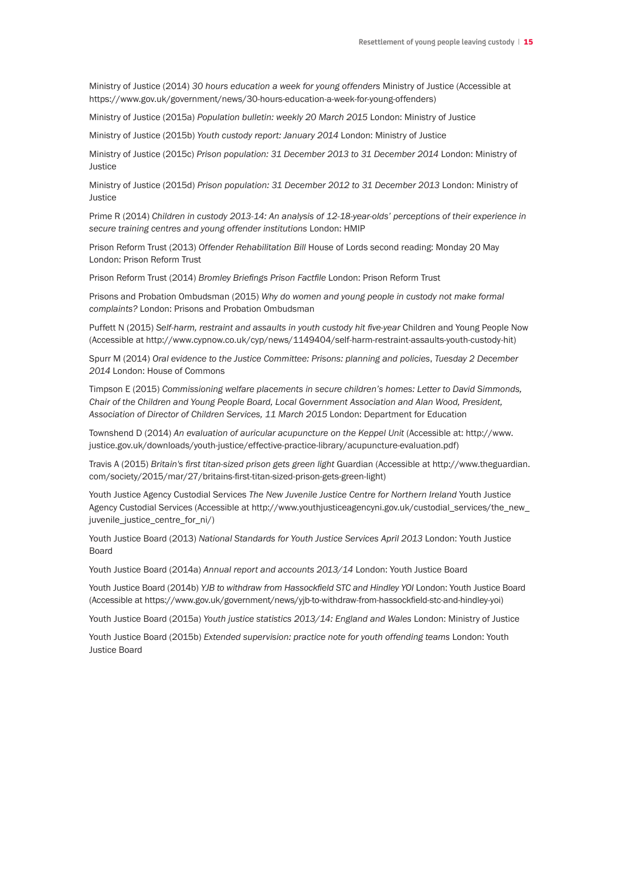Ministry of Justice (2014) *30 hours education a week for young offenders* Ministry of Justice (Accessible at https://www.gov.uk/government/news/30-hours-education-a-week-for-young-offenders)

Ministry of Justice (2015a) *Population bulletin: weekly 20 March 2015* London: Ministry of Justice

Ministry of Justice (2015b) *Youth custody report: January 2014* London: Ministry of Justice

Ministry of Justice (2015c) *Prison population: 31 December 2013 to 31 December 2014* London: Ministry of Justice

Ministry of Justice (2015d) *Prison population: 31 December 2012 to 31 December 2013* London: Ministry of Justice

Prime R (2014) *Children in custody 2013-14: An analysis of 12-18-year-olds' perceptions of their experience in secure training centres and young offender institutions* London: HMIP

Prison Reform Trust (2013) *Offender Rehabilitation Bill* House of Lords second reading: Monday 20 May London: Prison Reform Trust

Prison Reform Trust (2014) *Bromley Briefings Prison Factfile* London: Prison Reform Trust

Prisons and Probation Ombudsman (2015) *Why do women and young people in custody not make formal complaints?* London: Prisons and Probation Ombudsman

Puffett N (2015) *Self-harm, restraint and assaults in youth custody hit five-year* Children and Young People Now (Accessible at http://www.cypnow.co.uk/cyp/news/1149404/self-harm-restraint-assaults-youth-custody-hit)

Spurr M (2014) *Oral evidence to the Justice Committee: Prisons: planning and policies, Tuesday 2 December 2014* London: House of Commons

Timpson E (2015) *Commissioning welfare placements in secure children's homes: Letter to David Simmonds, Chair of the Children and Young People Board, Local Government Association and Alan Wood, President, Association of Director of Children Services, 11 March 2015* London: Department for Education

Townshend D (2014) *An evaluation of auricular acupuncture on the Keppel Unit* (Accessible at: http://www.justice.gov.uk/downloads/youth-justice/effective-practice-library/acupuncture-evaluation.pdf)

Travis A (2015) *Britain's first titan-sized prison gets green light* Guardian (Accessible at http://www.theguardian.com/society/2015/mar/27/britains-first-titan-sized-prison-gets-green-light)

Youth Justice Agency Custodial Services *The New Juvenile Justice Centre for Northern Ireland* Youth Justice Agency Custodial Services (Accessible at http://www.youthjusticeagencyni.gov.uk/custodial_services/the_new_juvenile_justice_centre_for_ni/)

Youth Justice Board (2013) *National Standards for Youth Justice Services April 2013* London: Youth Justice Board

Youth Justice Board (2014a) *Annual report and accounts 2013/14* London: Youth Justice Board

Youth Justice Board (2014b) *YJB to withdraw from Hassockfield STC and Hindley YOI* London: Youth Justice Board (Accessible at https://www.gov.uk/government/news/yjb-to-withdraw-from-hassockfield-stc-and-hindley-yoi)

Youth Justice Board (2015a) *Youth justice statistics 2013/14: England and Wales* London: Ministry of Justice

Youth Justice Board (2015b) *Extended supervision: practice note for youth offending teams* London: Youth Justice Board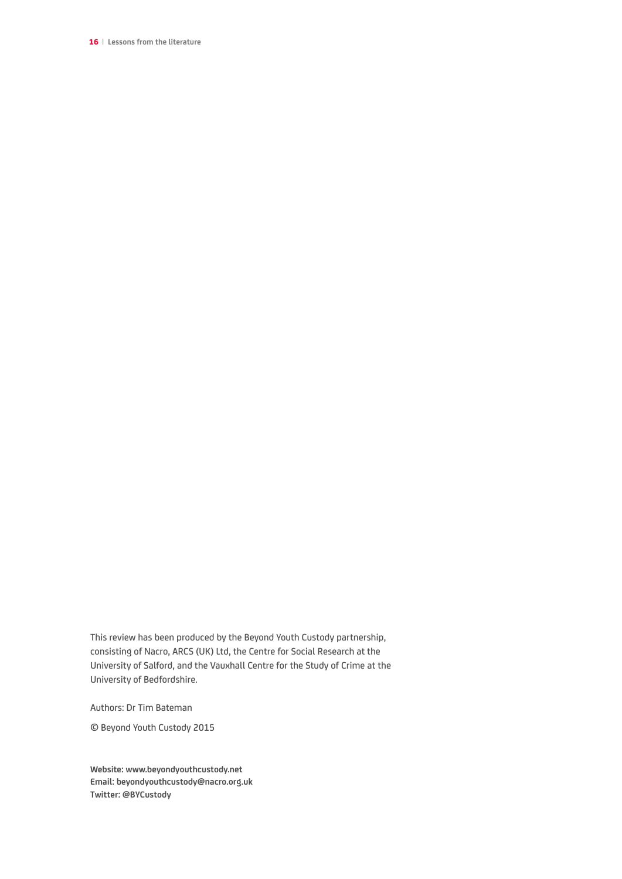This review has been produced by the Beyond Youth Custody partnership, consisting of Nacro, ARCS (UK) Ltd, the Centre for Social Research at the University of Salford, and the Vauxhall Centre for the Study of Crime at the University of Bedfordshire.

Authors: Dr Tim Bateman

© Beyond Youth Custody 2015

**Website: www.beyondyouthcustody.net**
**Email: beyondyouthcustody@nacro.org.uk**
**Twitter: @BYCustody**